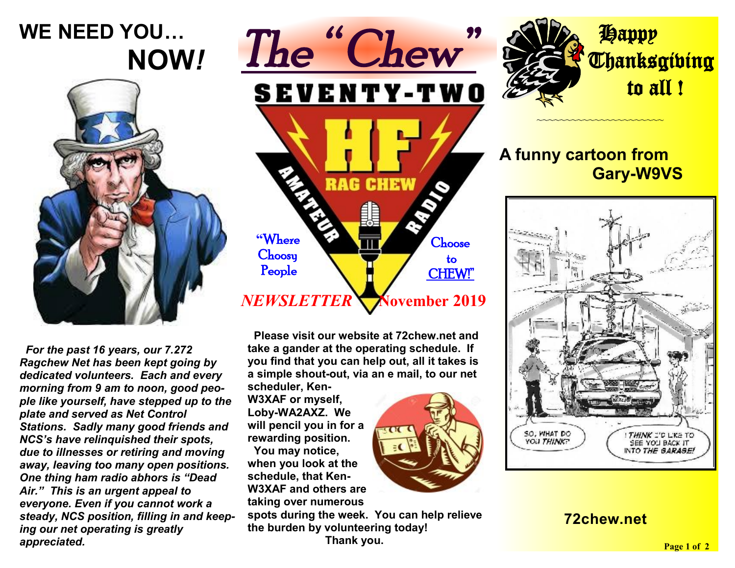# WE NEED YOU… NOW!

*For the past 16 years, our 7.272 Ragchew Net has been kept going by dedicated volunteers. Each and every morning from 9 am to noon, good people like yourself, have stepped up to the plate and served as Net Control Stations. Sadly many good friends and NCS's have relinquished their spots, due to illnesses or retiring and moving away, leaving too many open positions. One thing ham radio abhors is "Dead Air." This is an urgent appeal to everyone. Even if you cannot work a steady, NCS position, filling in and keeping our net operating is greatly appreciated.*

# The "Chew"

SEVENTY-TWO HF RAG CHEW AMATEUR RADIO

"Where Choosy People Choose to CHEW!"

***NEWSLETTER*** **November 2019**

**Please visit our website at 72chew.net and take a gander at the operating schedule. If you find that you can help out, all it takes is a simple shout-out, via an e mail, to our net scheduler, Ken-W3XAF or myself, Loby-WA2AXZ. We will pencil you in for a rewarding position.**

**You may notice, when you look at the schedule, that Ken-W3XAF and others are taking over numerous spots during the week. You can help relieve the burden by volunteering today!**

**Thank you.**

## Happy Thanksgiving to all !

~~~~~~~~~~~~~~~~~~~~~~~~

## A funny cartoon from Gary-W9VS

SO, WHAT DO YOU *THINK*?

I *THINK* I'D LIKE TO SEE YOU BACK IT INTO *THE GARAGE!*

**72chew.net**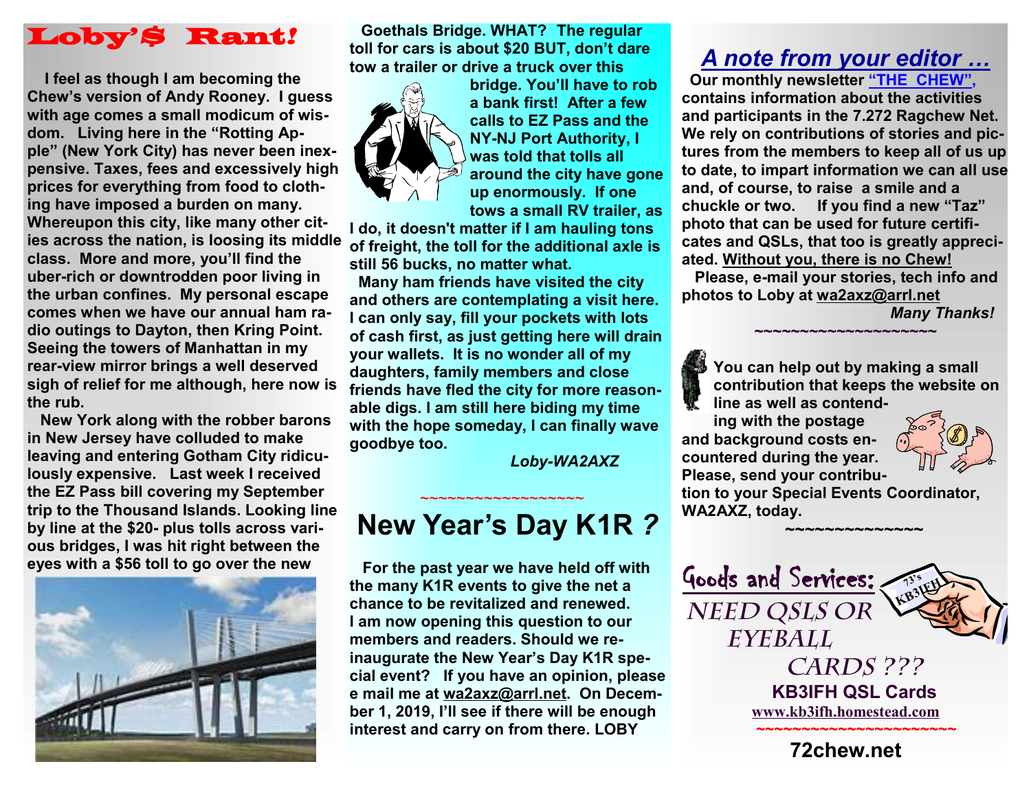# Loby'$ Rant!

I feel as though I am becoming the Chew's version of Andy Rooney. I guess with age comes a small modicum of wisdom. Living here in the "Rotting Apple" (New York City) has never been inexpensive. Taxes, fees and excessively high prices for everything from food to clothing have imposed a burden on many. Whereupon this city, like many other cities across the nation, is loosing its middle class. More and more, you'll find the uber-rich or downtrodden poor living in the urban confines. My personal escape comes when we have our annual ham radio outings to Dayton, then Kring Point. Seeing the towers of Manhattan in my rear-view mirror brings a well deserved sigh of relief for me although, here now is the rub.

New York along with the robber barons in New Jersey have colluded to make leaving and entering Gotham City ridiculously expensive. Last week I received the EZ Pass bill covering my September trip to the Thousand Islands. Looking line by line at the $20- plus tolls across various bridges, I was hit right between the eyes with a $56 toll to go over the new Goethals Bridge. WHAT? The regular toll for cars is about $20 BUT, don't dare tow a trailer or drive a truck over this bridge. You'll have to rob a bank first! After a few calls to EZ Pass and the NY-NJ Port Authority, I was told that tolls all around the city have gone up enormously. If one tows a small RV trailer, as I do, it doesn't matter if I am hauling tons of freight, the toll for the additional axle is still 56 bucks, no matter what.

Many ham friends have visited the city and others are contemplating a visit here. I can only say, fill your pockets with lots of cash first, as just getting here will drain your wallets. It is no wonder all of my daughters, family members and close friends have fled the city for more reasonable digs. I am still here biding my time with the hope someday, I can finally wave goodbye too.

*Loby-WA2AXZ*

~~~~~~~~~~~~~~~~~~~~

# New Year's Day K1R *?*

For the past year we have held off with the many K1R events to give the net a chance to be revitalized and renewed. I am now opening this question to our members and readers. Should we re-inaugurate the New Year's Day K1R special event? If you have an opinion, please e mail me at wa2axz@arrl.net. On December 1, 2019, I'll see if there will be enough interest and carry on from there. LOBY

## *A note from your editor …*

Our monthly newsletter "THE CHEW", contains information about the activities and participants in the 7.272 Ragchew Net. We rely on contributions of stories and pictures from the members to keep all of us up to date, to impart information we can all use and, of course, to raise a smile and a chuckle or two. If you find a new "Taz" photo that can be used for future certificates and QSLs, that too is greatly appreciated. Without you, there is no Chew!

Please, e-mail your stories, tech info and photos to Loby at wa2axz@arrl.net

*Many Thanks!*

~~~~~~~~~~~~~~~~~~~~~~

You can help out by making a small contribution that keeps the website on line as well as contending with the postage and background costs encountered during the year. Please, send your contribution to your Special Events Coordinator, WA2AXZ, today.

~~~~~~~~~~~~~~~~

## Goods and Services:

NEED QSLS OR EYEBALL CARDS ???

**KB3IFH QSL Cards**

www.kb3ifh.homestead.com

~~~~~~~~~~~~~~~~~~~~~~~~

**72chew.net**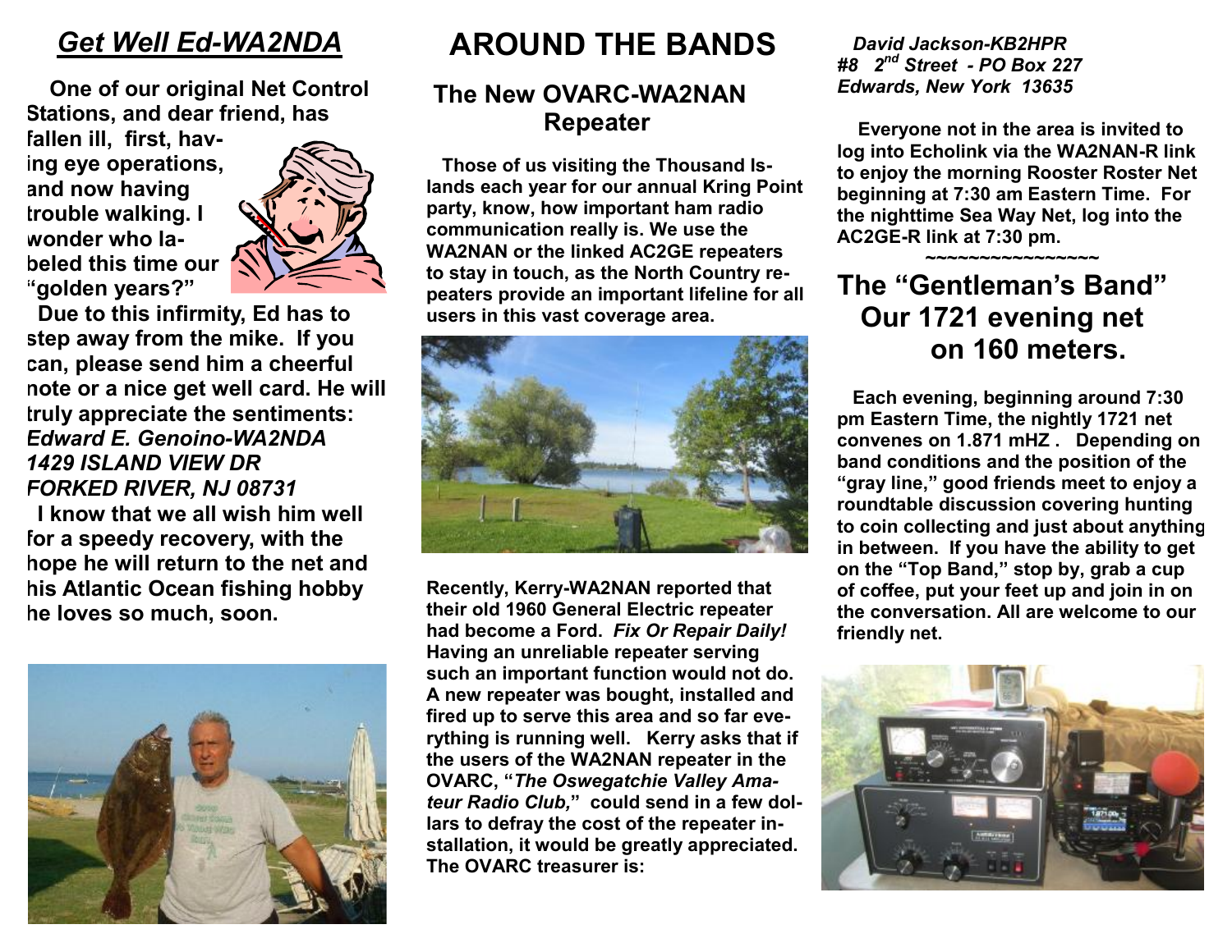## *Get Well Ed-WA2NDA*

**One of our original Net Control Stations, and dear friend, has fallen ill, first, having eye operations, and now having trouble walking. I wonder who labeled this time our "golden years?"**

**Due to this infirmity, Ed has to step away from the mike. If you can, please send him a cheerful note or a nice get well card. He will truly appreciate the sentiments:**

***Edward E. Genoino-WA2NDA***
***1429 ISLAND VIEW DR***
***FORKED RIVER, NJ 08731***

**I know that we all wish him well for a speedy recovery, with the hope he will return to the net and his Atlantic Ocean fishing hobby he loves so much, soon.**

# AROUND THE BANDS

## The New OVARC-WA2NAN Repeater

**Those of us visiting the Thousand Islands each year for our annual Kring Point party, know, how important ham radio communication really is. We use the WA2NAN or the linked AC2GE repeaters to stay in touch, as the North Country repeaters provide an important lifeline for all users in this vast coverage area.**

**Recently, Kerry-WA2NAN reported that their old 1960 General Electric repeater had become a Ford. *Fix Or Repair Daily!* Having an unreliable repeater serving such an important function would not do. A new repeater was bought, installed and fired up to serve this area and so far everything is running well. Kerry asks that if the users of the WA2NAN repeater in the OVARC, "*The Oswegatchie Valley Amateur Radio Club,*" could send in a few dollars to defray the cost of the repeater installation, it would be greatly appreciated. The OVARC treasurer is:**

***David Jackson-KB2HPR***
***#8 2nd Street - PO Box 227***
***Edwards, New York 13635***

**Everyone not in the area is invited to log into Echolink via the WA2NAN-R link to enjoy the morning Rooster Roster Net beginning at 7:30 am Eastern Time. For the nighttime Sea Way Net, log into the AC2GE-R link at 7:30 pm.**

~~~~~~~~~~~~~~~~~

## The "Gentleman's Band" Our 1721 evening net on 160 meters.

**Each evening, beginning around 7:30 pm Eastern Time, the nightly 1721 net convenes on 1.871 mHZ . Depending on band conditions and the position of the "gray line," good friends meet to enjoy a roundtable discussion covering hunting to coin collecting and just about anything in between. If you have the ability to get on the "Top Band," stop by, grab a cup of coffee, put your feet up and join in on the conversation. All are welcome to our friendly net.**